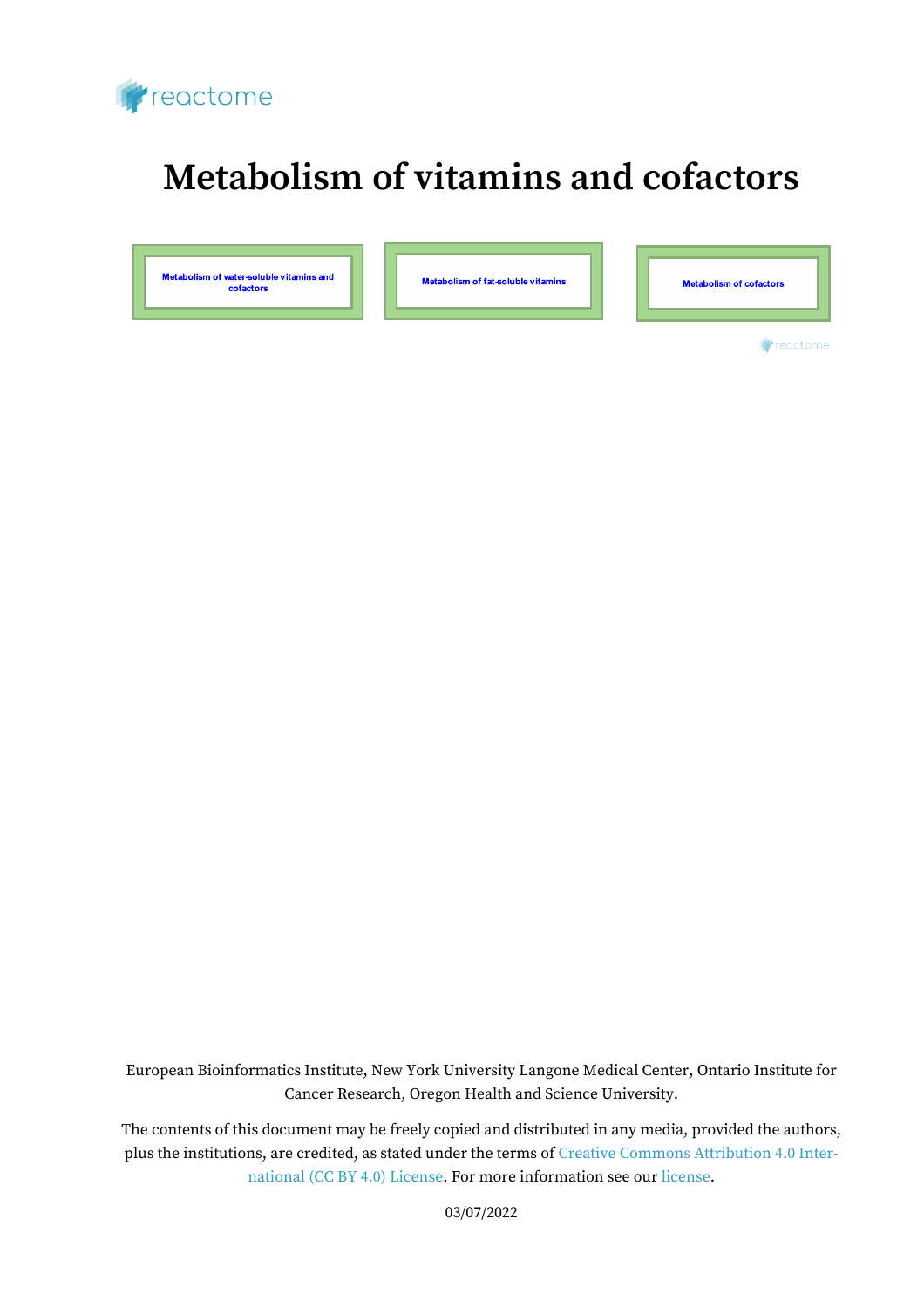# Metabolism of vitamins and cofactors

Metabolism of water-soluble vitamins and cofactors

Metabolism of fat-soluble vitamins

Metabolism of cofactors

European Bioinformatics Institute, New York University Langone Medical Center, Ontario Institute for Cancer Research, Oregon Health and Science University.

The contents of this document may be freely copied and distributed in any media, provided the authors, plus the institutions, are credited, as stated under the terms of Creative Commons Attribution 4.0 International (CC BY 4.0) License. For more information see our license.

03/07/2022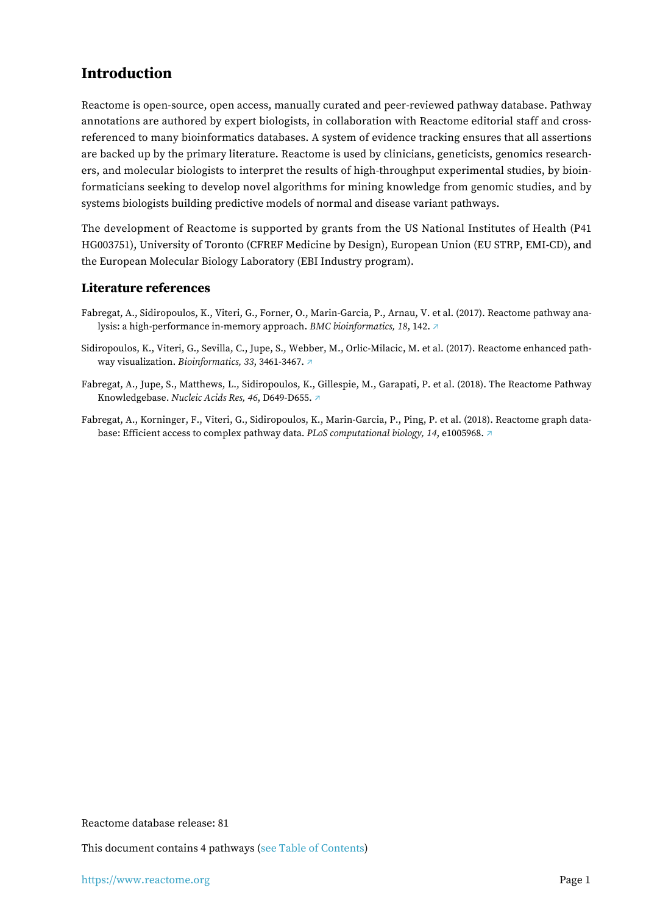## Introduction

Reactome is open-source, open access, manually curated and peer-reviewed pathway database. Pathway annotations are authored by expert biologists, in collaboration with Reactome editorial staff and cross-referenced to many bioinformatics databases. A system of evidence tracking ensures that all assertions are backed up by the primary literature. Reactome is used by clinicians, geneticists, genomics researchers, and molecular biologists to interpret the results of high-throughput experimental studies, by bioinformaticians seeking to develop novel algorithms for mining knowledge from genomic studies, and by systems biologists building predictive models of normal and disease variant pathways.

The development of Reactome is supported by grants from the US National Institutes of Health (P41 HG003751), University of Toronto (CFREF Medicine by Design), European Union (EU STRP, EMI-CD), and the European Molecular Biology Laboratory (EBI Industry program).

### Literature references

Fabregat, A., Sidiropoulos, K., Viteri, G., Forner, O., Marin-Garcia, P., Arnau, V. et al. (2017). Reactome pathway analysis: a high-performance in-memory approach. *BMC bioinformatics, 18*, 142. ↗

Sidiropoulos, K., Viteri, G., Sevilla, C., Jupe, S., Webber, M., Orlic-Milacic, M. et al. (2017). Reactome enhanced pathway visualization. *Bioinformatics, 33*, 3461-3467. ↗

Fabregat, A., Jupe, S., Matthews, L., Sidiropoulos, K., Gillespie, M., Garapati, P. et al. (2018). The Reactome Pathway Knowledgebase. *Nucleic Acids Res, 46*, D649-D655. ↗

Fabregat, A., Korninger, F., Viteri, G., Sidiropoulos, K., Marin-Garcia, P., Ping, P. et al. (2018). Reactome graph database: Efficient access to complex pathway data. *PLoS computational biology, 14*, e1005968. ↗

Reactome database release: 81

This document contains 4 pathways (see Table of Contents)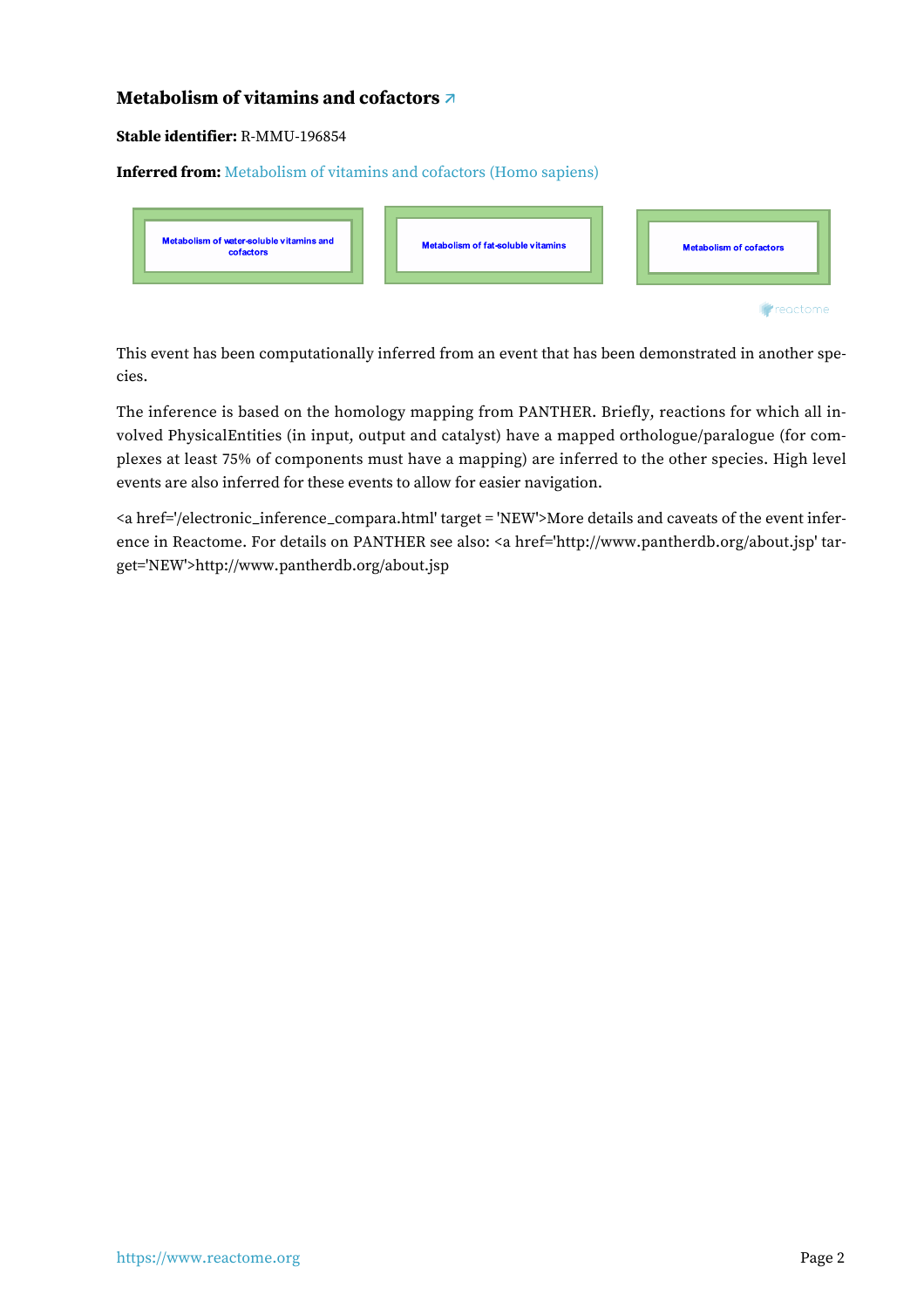## Metabolism of vitamins and cofactors ↗

**Stable identifier:** R-MMU-196854

**Inferred from:** Metabolism of vitamins and cofactors (Homo sapiens)

Metabolism of water-soluble vitamins and cofactors

Metabolism of fat-soluble vitamins

Metabolism of cofactors

This event has been computationally inferred from an event that has been demonstrated in another species.

The inference is based on the homology mapping from PANTHER. Briefly, reactions for which all involved PhysicalEntities (in input, output and catalyst) have a mapped orthologue/paralogue (for complexes at least 75% of components must have a mapping) are inferred to the other species. High level events are also inferred for these events to allow for easier navigation.

<a href='/electronic_inference_compara.html' target = 'NEW'>More details and caveats of the event inference in Reactome. For details on PANTHER see also: <a href='http://www.pantherdb.org/about.jsp' target='NEW'>http://www.pantherdb.org/about.jsp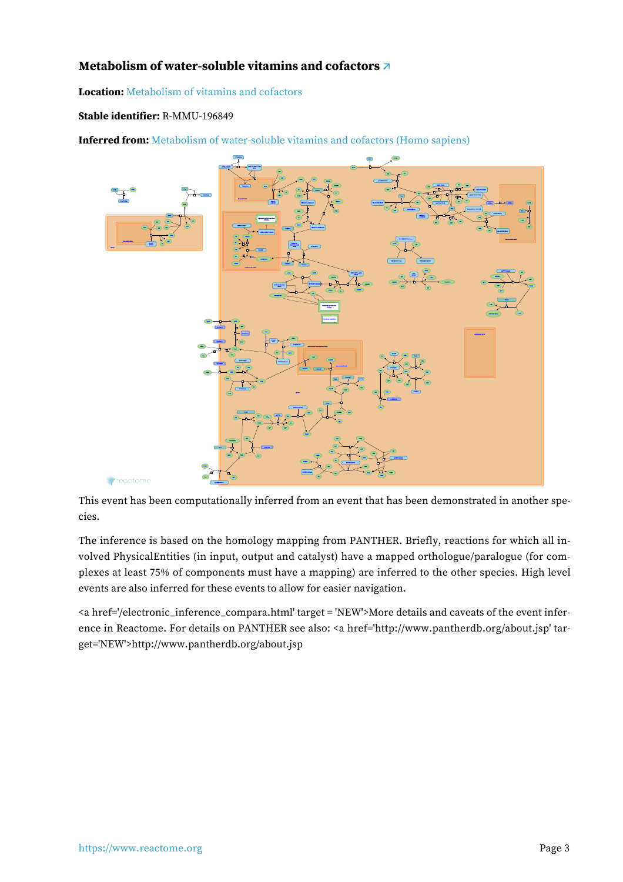### Metabolism of water-soluble vitamins and cofactors ↗

**Location:** Metabolism of vitamins and cofactors

**Stable identifier:** R-MMU-196849

**Inferred from:** Metabolism of water-soluble vitamins and cofactors (Homo sapiens)

This event has been computationally inferred from an event that has been demonstrated in another species.

The inference is based on the homology mapping from PANTHER. Briefly, reactions for which all involved PhysicalEntities (in input, output and catalyst) have a mapped orthologue/paralogue (for complexes at least 75% of components must have a mapping) are inferred to the other species. High level events are also inferred for these events to allow for easier navigation.

<a href='/electronic_inference_compara.html' target = 'NEW'>More details and caveats of the event inference in Reactome. For details on PANTHER see also: <a href='http://www.pantherdb.org/about.jsp' target='NEW'>http://www.pantherdb.org/about.jsp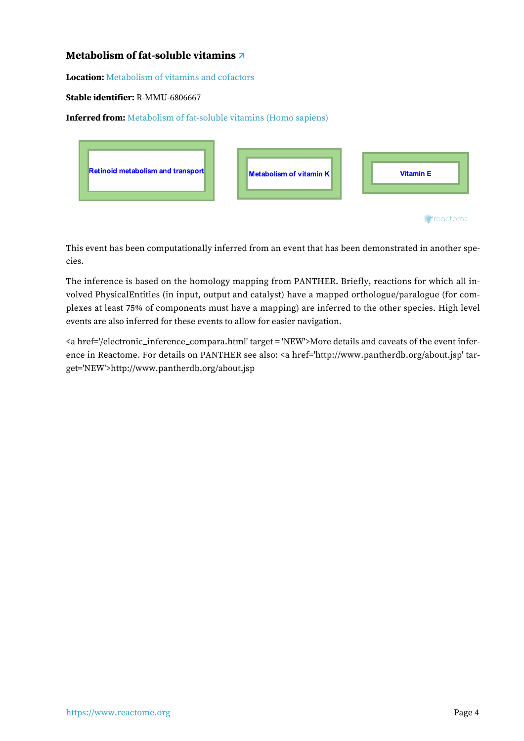### Metabolism of fat-soluble vitamins ↗

**Location:** Metabolism of vitamins and cofactors

**Stable identifier:** R-MMU-6806667

**Inferred from:** Metabolism of fat-soluble vitamins (Homo sapiens)

Retinoid metabolism and transport

Metabolism of vitamin K

Vitamin E

This event has been computationally inferred from an event that has been demonstrated in another species.

The inference is based on the homology mapping from PANTHER. Briefly, reactions for which all involved PhysicalEntities (in input, output and catalyst) have a mapped orthologue/paralogue (for complexes at least 75% of components must have a mapping) are inferred to the other species. High level events are also inferred for these events to allow for easier navigation.

<a href='/electronic_inference_compara.html' target = 'NEW'>More details and caveats of the event inference in Reactome. For details on PANTHER see also: <a href='http://www.pantherdb.org/about.jsp' target='NEW'>http://www.pantherdb.org/about.jsp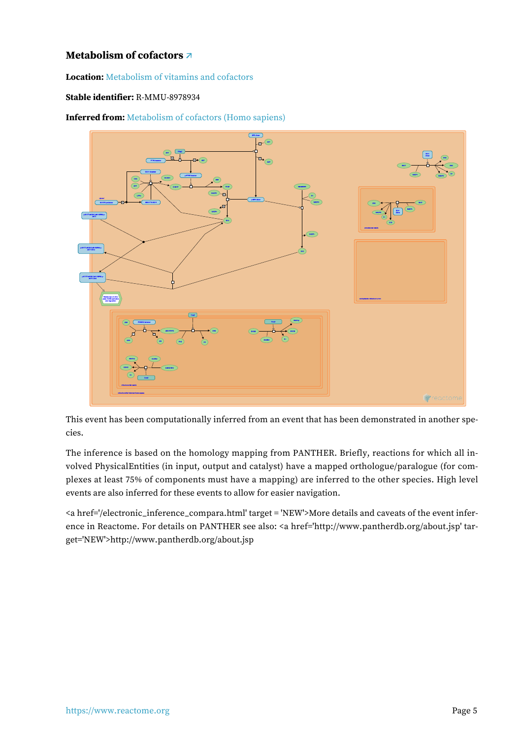### Metabolism of cofactors ↗

**Location:** Metabolism of vitamins and cofactors

**Stable identifier:** R-MMU-8978934

**Inferred from:** Metabolism of cofactors (Homo sapiens)

This event has been computationally inferred from an event that has been demonstrated in another species.

The inference is based on the homology mapping from PANTHER. Briefly, reactions for which all involved PhysicalEntities (in input, output and catalyst) have a mapped orthologue/paralogue (for complexes at least 75% of components must have a mapping) are inferred to the other species. High level events are also inferred for these events to allow for easier navigation.

<a href='/electronic_inference_compara.html' target = 'NEW'>More details and caveats of the event inference in Reactome. For details on PANTHER see also: <a href='http://www.pantherdb.org/about.jsp' target='NEW'>http://www.pantherdb.org/about.jsp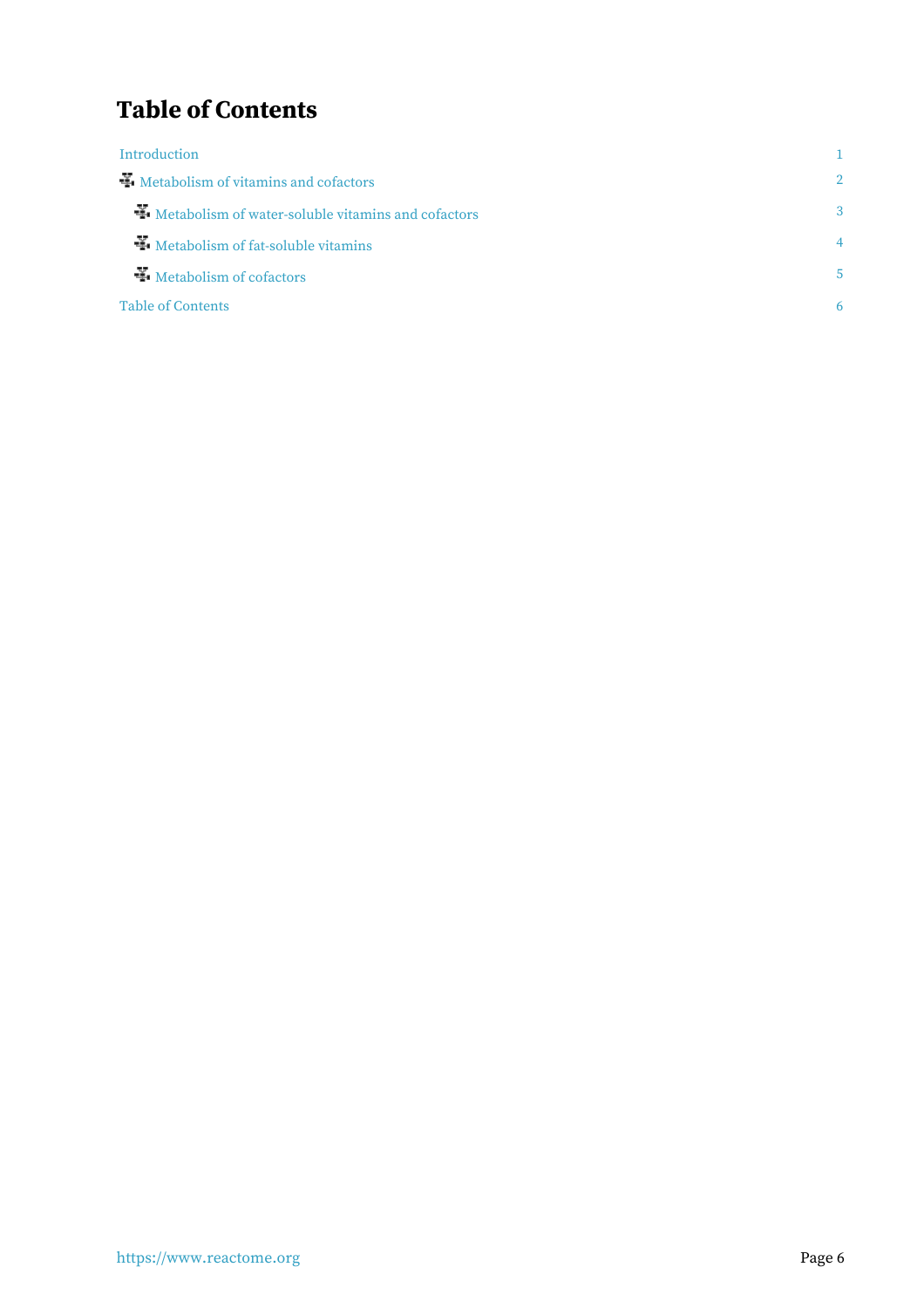# Table of Contents

| | |
|---|---|
| Introduction | 1 |
| Metabolism of vitamins and cofactors | 2 |
| Metabolism of water-soluble vitamins and cofactors | 3 |
| Metabolism of fat-soluble vitamins | 4 |
| Metabolism of cofactors | 5 |
| Table of Contents | 6 |